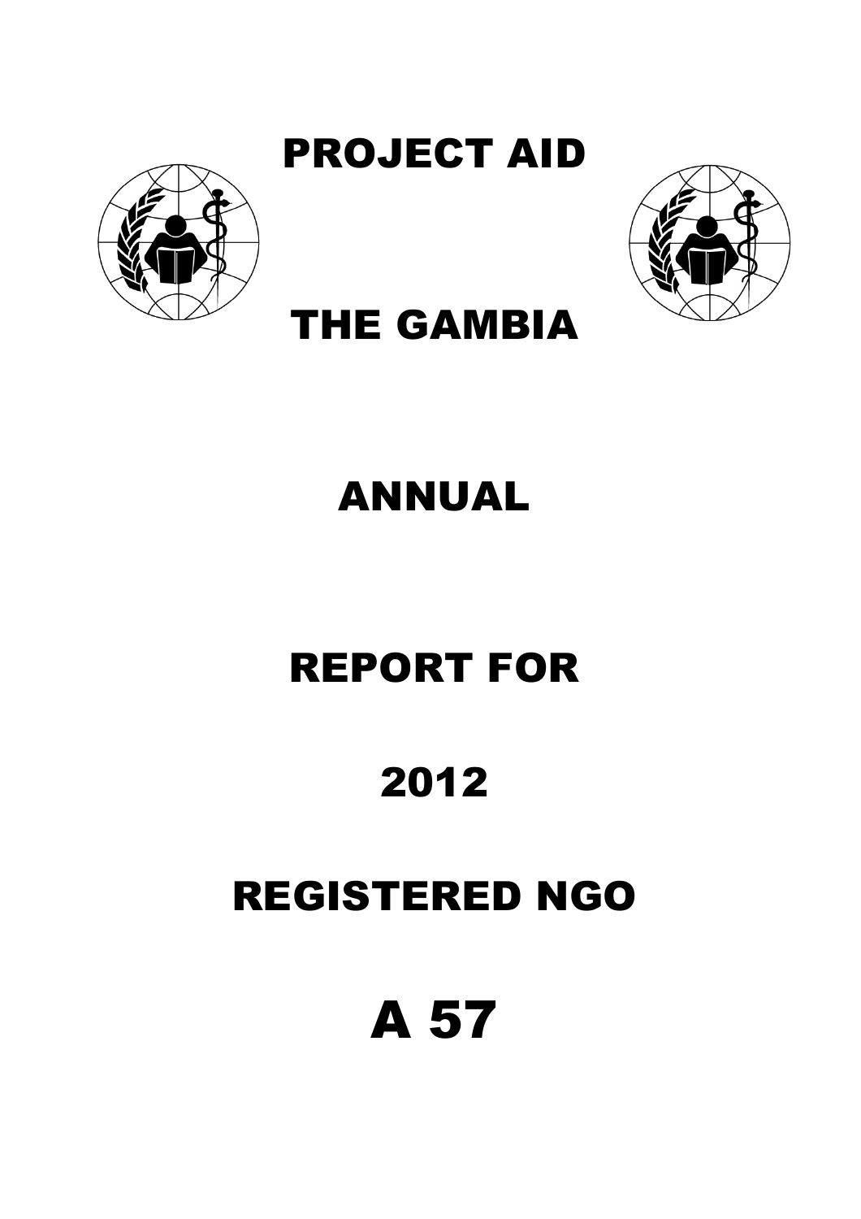# PROJECT AID

# THE GAMBIA

# ANNUAL

# REPORT FOR

# 2012

# REGISTERED NGO

# A 57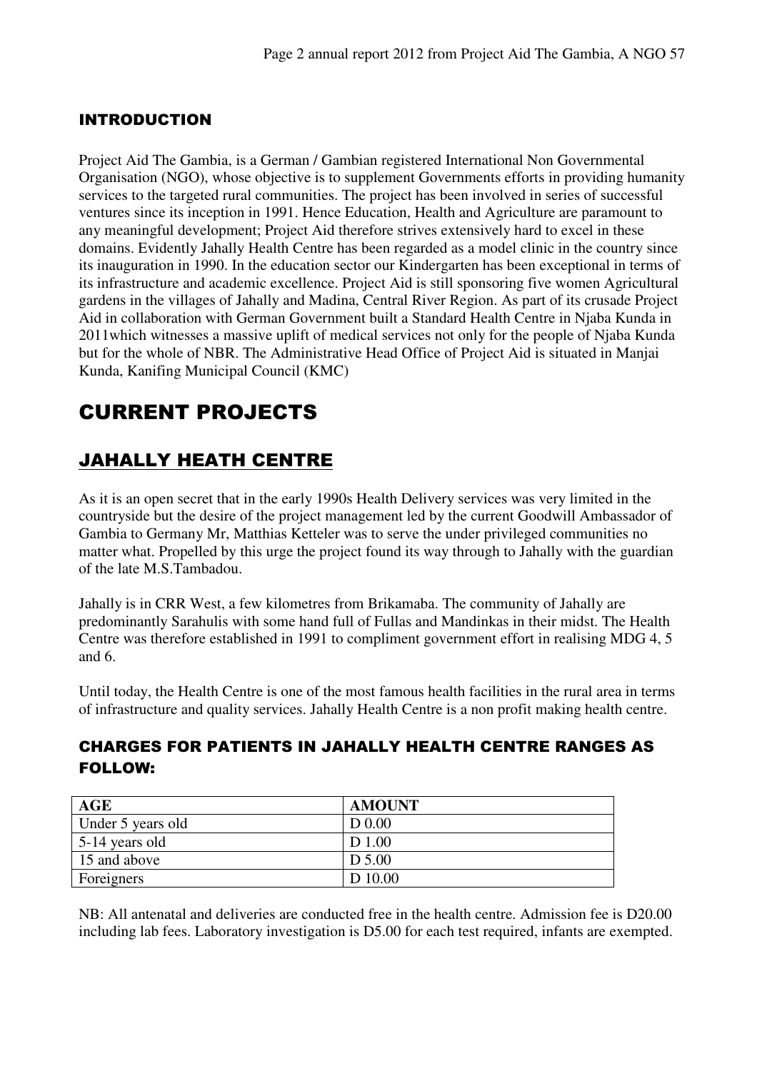## INTRODUCTION

Project Aid The Gambia, is a German / Gambian registered International Non Governmental Organisation (NGO), whose objective is to supplement Governments efforts in providing humanity services to the targeted rural communities. The project has been involved in series of successful ventures since its inception in 1991. Hence Education, Health and Agriculture are paramount to any meaningful development; Project Aid therefore strives extensively hard to excel in these domains. Evidently Jahally Health Centre has been regarded as a model clinic in the country since its inauguration in 1990. In the education sector our Kindergarten has been exceptional in terms of its infrastructure and academic excellence. Project Aid is still sponsoring five women Agricultural gardens in the villages of Jahally and Madina, Central River Region. As part of its crusade Project Aid in collaboration with German Government built a Standard Health Centre in Njaba Kunda in 2011which witnesses a massive uplift of medical services not only for the people of Njaba Kunda but for the whole of NBR. The Administrative Head Office of Project Aid is situated in Manjai Kunda, Kanifing Municipal Council (KMC)

# CURRENT PROJECTS

## JAHALLY HEATH CENTRE

As it is an open secret that in the early 1990s Health Delivery services was very limited in the countryside but the desire of the project management led by the current Goodwill Ambassador of Gambia to Germany Mr, Matthias Ketteler was to serve the under privileged communities no matter what. Propelled by this urge the project found its way through to Jahally with the guardian of the late M.S.Tambadou.

Jahally is in CRR West, a few kilometres from Brikamaba. The community of Jahally are predominantly Sarahulis with some hand full of Fullas and Mandinkas in their midst. The Health Centre was therefore established in 1991 to compliment government effort in realising MDG 4, 5 and 6.

Until today, the Health Centre is one of the most famous health facilities in the rural area in terms of infrastructure and quality services. Jahally Health Centre is a non profit making health centre.

### CHARGES FOR PATIENTS IN JAHALLY HEALTH CENTRE RANGES AS FOLLOW:

| AGE | AMOUNT |
|---|---|
| Under 5 years old | D 0.00 |
| 5-14 years old | D 1.00 |
| 15 and above | D 5.00 |
| Foreigners | D 10.00 |

NB: All antenatal and deliveries are conducted free in the health centre. Admission fee is D20.00 including lab fees. Laboratory investigation is D5.00 for each test required, infants are exempted.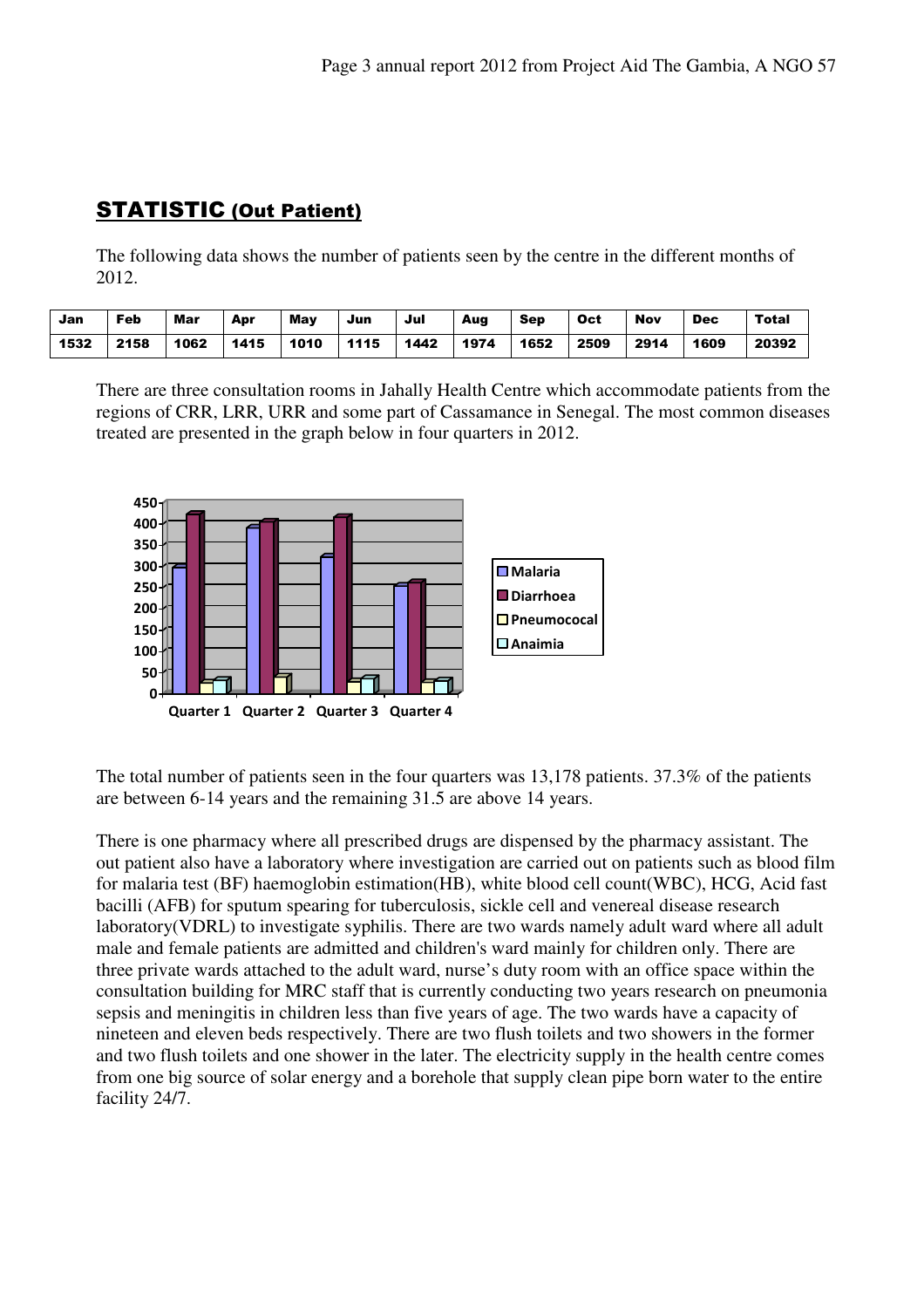## STATISTIC (Out Patient)

The following data shows the number of patients seen by the centre in the different months of 2012.

| Jan | Feb | Mar | Apr | May | Jun | Jul | Aug | Sep | Oct | Nov | Dec | Total |
|---|---|---|---|---|---|---|---|---|---|---|---|---|
| 1532 | 2158 | 1062 | 1415 | 1010 | 1115 | 1442 | 1974 | 1652 | 2509 | 2914 | 1609 | 20392 |

There are three consultation rooms in Jahally Health Centre which accommodate patients from the regions of CRR, LRR, URR and some part of Cassamance in Senegal. The most common diseases treated are presented in the graph below in four quarters in 2012.

The total number of patients seen in the four quarters was 13,178 patients. 37.3% of the patients are between 6-14 years and the remaining 31.5 are above 14 years.

There is one pharmacy where all prescribed drugs are dispensed by the pharmacy assistant. The out patient also have a laboratory where investigation are carried out on patients such as blood film for malaria test (BF) haemoglobin estimation(HB), white blood cell count(WBC), HCG, Acid fast bacilli (AFB) for sputum spearing for tuberculosis, sickle cell and venereal disease research laboratory(VDRL) to investigate syphilis. There are two wards namely adult ward where all adult male and female patients are admitted and children's ward mainly for children only. There are three private wards attached to the adult ward, nurse's duty room with an office space within the consultation building for MRC staff that is currently conducting two years research on pneumonia sepsis and meningitis in children less than five years of age. The two wards have a capacity of nineteen and eleven beds respectively. There are two flush toilets and two showers in the former and two flush toilets and one shower in the later. The electricity supply in the health centre comes from one big source of solar energy and a borehole that supply clean pipe born water to the entire facility 24/7.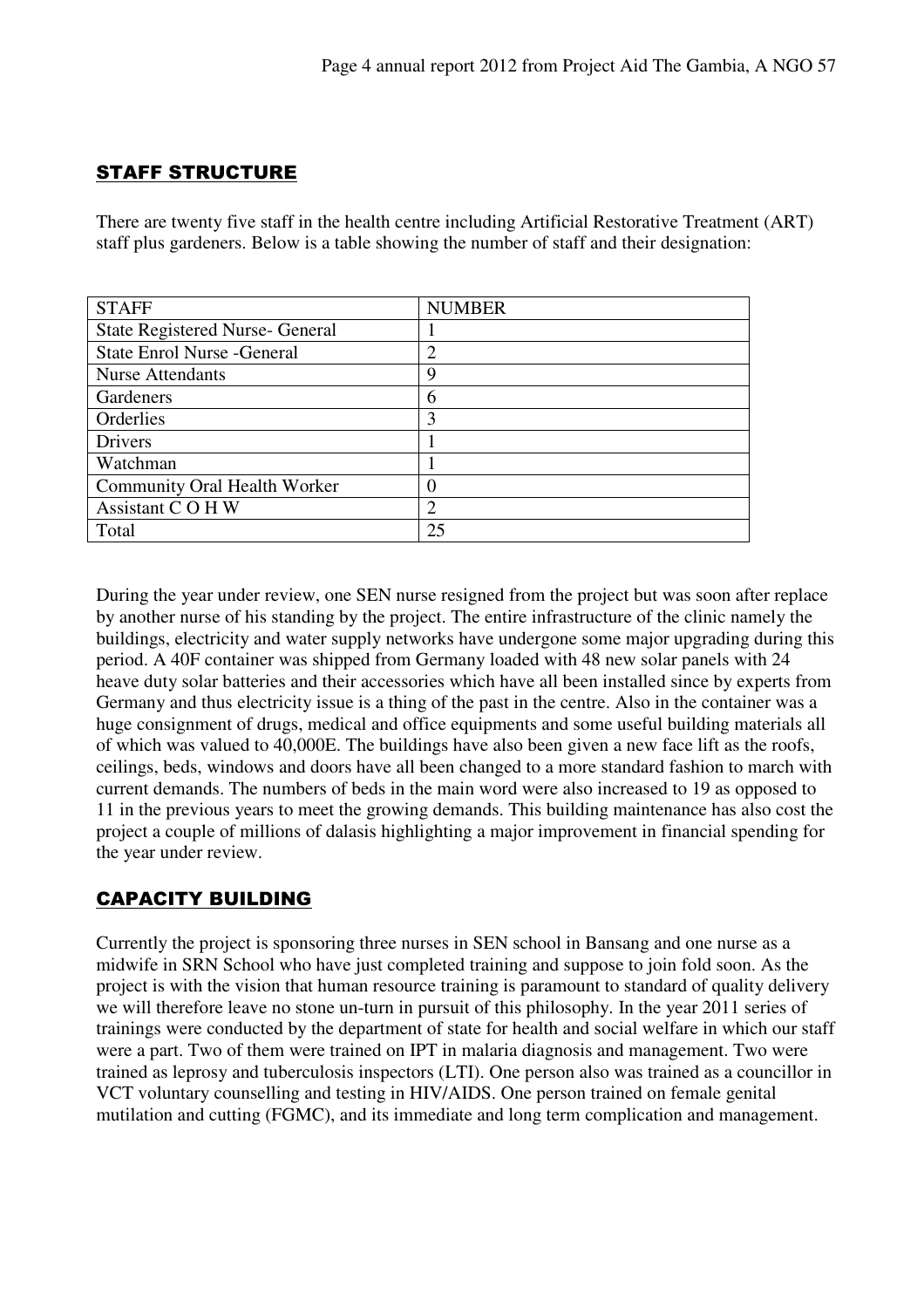## STAFF STRUCTURE

There are twenty five staff in the health centre including Artificial Restorative Treatment (ART) staff plus gardeners. Below is a table showing the number of staff and their designation:

| STAFF | NUMBER |
|---|---|
| State Registered Nurse- General | 1 |
| State Enrol Nurse -General | 2 |
| Nurse Attendants | 9 |
| Gardeners | 6 |
| Orderlies | 3 |
| Drivers | 1 |
| Watchman | 1 |
| Community Oral Health Worker | 0 |
| Assistant C O H W | 2 |
| Total | 25 |

During the year under review, one SEN nurse resigned from the project but was soon after replace by another nurse of his standing by the project. The entire infrastructure of the clinic namely the buildings, electricity and water supply networks have undergone some major upgrading during this period. A 40F container was shipped from Germany loaded with 48 new solar panels with 24 heave duty solar batteries and their accessories which have all been installed since by experts from Germany and thus electricity issue is a thing of the past in the centre. Also in the container was a huge consignment of drugs, medical and office equipments and some useful building materials all of which was valued to 40,000E. The buildings have also been given a new face lift as the roofs, ceilings, beds, windows and doors have all been changed to a more standard fashion to march with current demands. The numbers of beds in the main word were also increased to 19 as opposed to 11 in the previous years to meet the growing demands. This building maintenance has also cost the project a couple of millions of dalasis highlighting a major improvement in financial spending for the year under review.

## CAPACITY BUILDING

Currently the project is sponsoring three nurses in SEN school in Bansang and one nurse as a midwife in SRN School who have just completed training and suppose to join fold soon. As the project is with the vision that human resource training is paramount to standard of quality delivery we will therefore leave no stone un-turn in pursuit of this philosophy. In the year 2011 series of trainings were conducted by the department of state for health and social welfare in which our staff were a part. Two of them were trained on IPT in malaria diagnosis and management. Two were trained as leprosy and tuberculosis inspectors (LTI). One person also was trained as a councillor in VCT voluntary counselling and testing in HIV/AIDS. One person trained on female genital mutilation and cutting (FGMC), and its immediate and long term complication and management.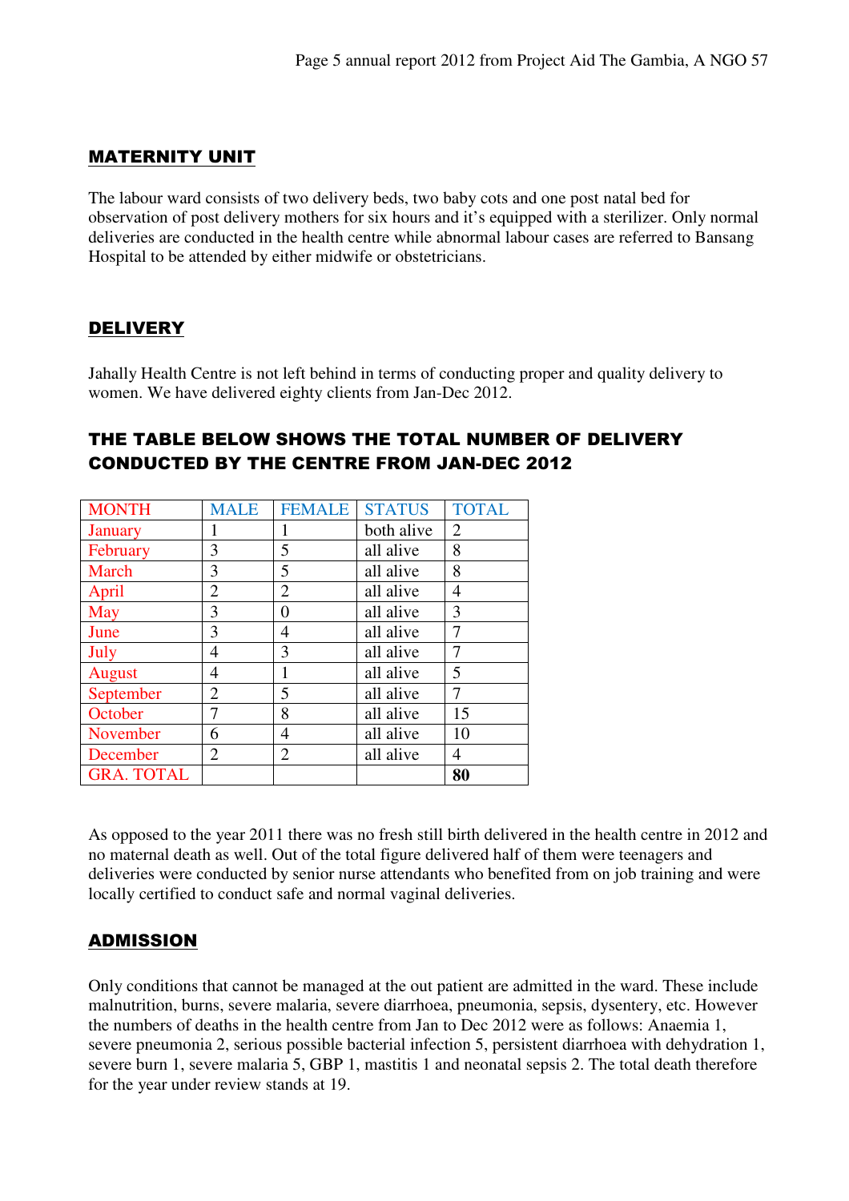## MATERNITY UNIT

The labour ward consists of two delivery beds, two baby cots and one post natal bed for observation of post delivery mothers for six hours and it's equipped with a sterilizer. Only normal deliveries are conducted in the health centre while abnormal labour cases are referred to Bansang Hospital to be attended by either midwife or obstetricians.

## DELIVERY

Jahally Health Centre is not left behind in terms of conducting proper and quality delivery to women. We have delivered eighty clients from Jan-Dec 2012.

### THE TABLE BELOW SHOWS THE TOTAL NUMBER OF DELIVERY CONDUCTED BY THE CENTRE FROM JAN-DEC 2012

| MONTH | MALE | FEMALE | STATUS | TOTAL |
|---|---|---|---|---|
| January | 1 | 1 | both alive | 2 |
| February | 3 | 5 | all alive | 8 |
| March | 3 | 5 | all alive | 8 |
| April | 2 | 2 | all alive | 4 |
| May | 3 | 0 | all alive | 3 |
| June | 3 | 4 | all alive | 7 |
| July | 4 | 3 | all alive | 7 |
| August | 4 | 1 | all alive | 5 |
| September | 2 | 5 | all alive | 7 |
| October | 7 | 8 | all alive | 15 |
| November | 6 | 4 | all alive | 10 |
| December | 2 | 2 | all alive | 4 |
| GRA. TOTAL | | | | **80** |

As opposed to the year 2011 there was no fresh still birth delivered in the health centre in 2012 and no maternal death as well. Out of the total figure delivered half of them were teenagers and deliveries were conducted by senior nurse attendants who benefited from on job training and were locally certified to conduct safe and normal vaginal deliveries.

## ADMISSION

Only conditions that cannot be managed at the out patient are admitted in the ward. These include malnutrition, burns, severe malaria, severe diarrhoea, pneumonia, sepsis, dysentery, etc. However the numbers of deaths in the health centre from Jan to Dec 2012 were as follows: Anaemia 1, severe pneumonia 2, serious possible bacterial infection 5, persistent diarrhoea with dehydration 1, severe burn 1, severe malaria 5, GBP 1, mastitis 1 and neonatal sepsis 2. The total death therefore for the year under review stands at 19.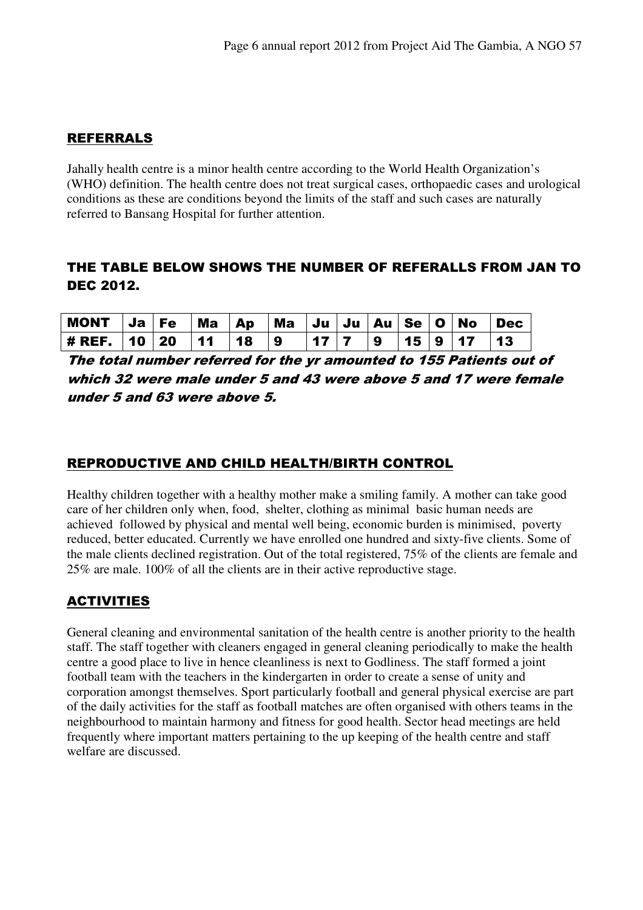## REFERRALS

Jahally health centre is a minor health centre according to the World Health Organization's (WHO) definition. The health centre does not treat surgical cases, orthopaedic cases and urological conditions as these are conditions beyond the limits of the staff and such cases are naturally referred to Bansang Hospital for further attention.

## THE TABLE BELOW SHOWS THE NUMBER OF REFERALLS FROM JAN TO DEC 2012.

| MONT | Ja | Fe | Ma | Ap | Ma | Ju | Ju | Au | Se | O | No | Dec |
|---|---|---|---|---|---|---|---|---|---|---|---|---|
| # REF. | 10 | 20 | 11 | 18 | 9 | 17 | 7 | 9 | 15 | 9 | 17 | 13 |

***The total number referred for the yr amounted to 155 Patients out of which 32 were male under 5 and 43 were above 5 and 17 were female under 5 and 63 were above 5.***

## REPRODUCTIVE AND CHILD HEALTH/BIRTH CONTROL

Healthy children together with a healthy mother make a smiling family. A mother can take good care of her children only when, food, shelter, clothing as minimal basic human needs are achieved followed by physical and mental well being, economic burden is minimised, poverty reduced, better educated. Currently we have enrolled one hundred and sixty-five clients. Some of the male clients declined registration. Out of the total registered, 75% of the clients are female and 25% are male. 100% of all the clients are in their active reproductive stage.

## ACTIVITIES

General cleaning and environmental sanitation of the health centre is another priority to the health staff. The staff together with cleaners engaged in general cleaning periodically to make the health centre a good place to live in hence cleanliness is next to Godliness. The staff formed a joint football team with the teachers in the kindergarten in order to create a sense of unity and corporation amongst themselves. Sport particularly football and general physical exercise are part of the daily activities for the staff as football matches are often organised with others teams in the neighbourhood to maintain harmony and fitness for good health. Sector head meetings are held frequently where important matters pertaining to the up keeping of the health centre and staff welfare are discussed.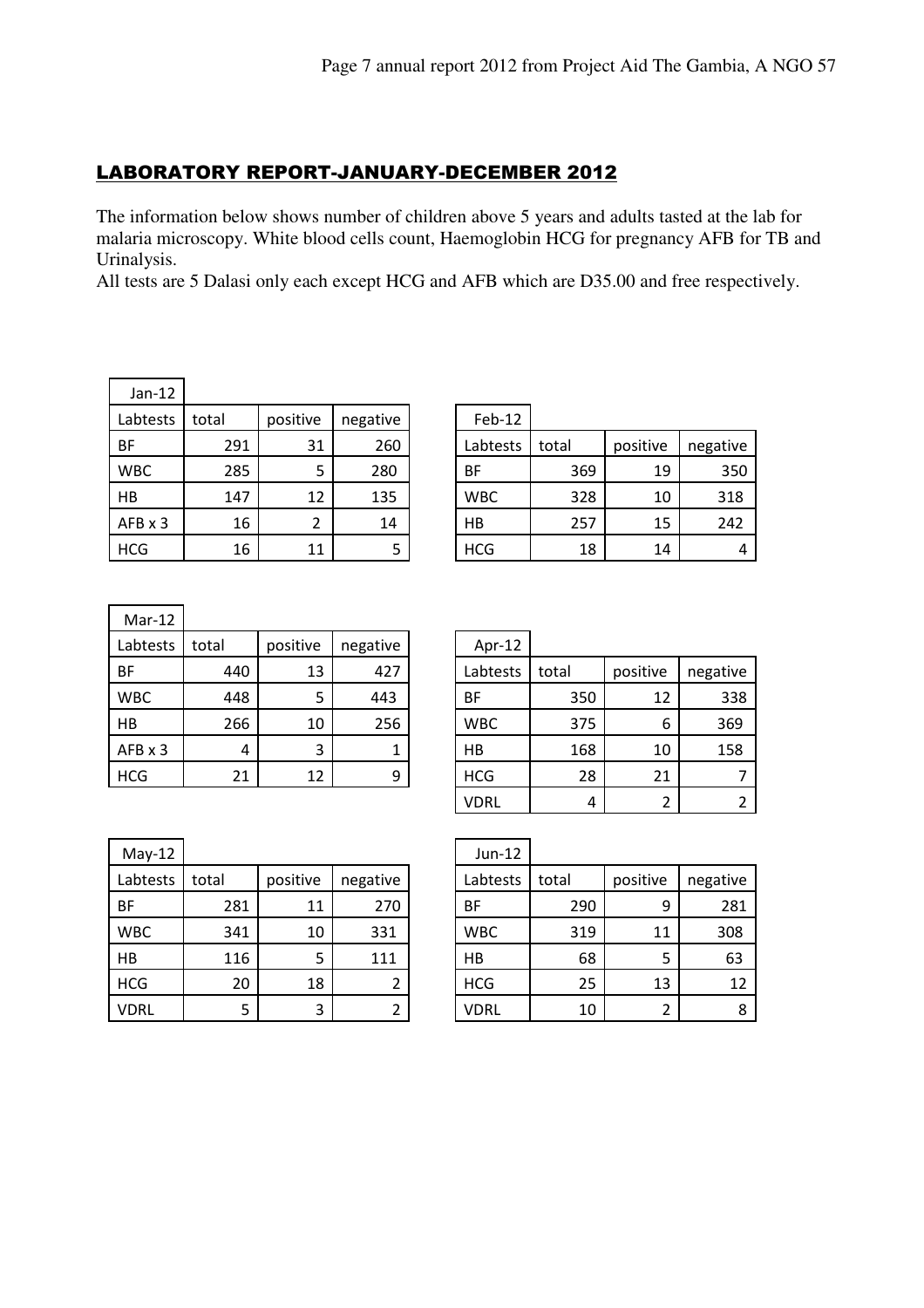## LABORATORY REPORT-JANUARY-DECEMBER 2012

The information below shows number of children above 5 years and adults tasted at the lab for malaria microscopy. White blood cells count, Haemoglobin HCG for pregnancy AFB for TB and Urinalysis.
All tests are 5 Dalasi only each except HCG and AFB which are D35.00 and free respectively.

| Jan-12 | | | |
|---|---|---|---|
| Labtests | total | positive | negative |
| BF | 291 | 31 | 260 |
| WBC | 285 | 5 | 280 |
| HB | 147 | 12 | 135 |
| AFB x 3 | 16 | 2 | 14 |
| HCG | 16 | 11 | 5 |

| Feb-12 | | | |
|---|---|---|---|
| Labtests | total | positive | negative |
| BF | 369 | 19 | 350 |
| WBC | 328 | 10 | 318 |
| HB | 257 | 15 | 242 |
| HCG | 18 | 14 | 4 |

| Mar-12 | | | |
|---|---|---|---|
| Labtests | total | positive | negative |
| BF | 440 | 13 | 427 |
| WBC | 448 | 5 | 443 |
| HB | 266 | 10 | 256 |
| AFB x 3 | 4 | 3 | 1 |
| HCG | 21 | 12 | 9 |

| Apr-12 | | | |
|---|---|---|---|
| Labtests | total | positive | negative |
| BF | 350 | 12 | 338 |
| WBC | 375 | 6 | 369 |
| HB | 168 | 10 | 158 |
| HCG | 28 | 21 | 7 |
| VDRL | 4 | 2 | 2 |

| May-12 | | | |
|---|---|---|---|
| Labtests | total | positive | negative |
| BF | 281 | 11 | 270 |
| WBC | 341 | 10 | 331 |
| HB | 116 | 5 | 111 |
| HCG | 20 | 18 | 2 |
| VDRL | 5 | 3 | 2 |

| Jun-12 | | | |
|---|---|---|---|
| Labtests | total | positive | negative |
| BF | 290 | 9 | 281 |
| WBC | 319 | 11 | 308 |
| HB | 68 | 5 | 63 |
| HCG | 25 | 13 | 12 |
| VDRL | 10 | 2 | 8 |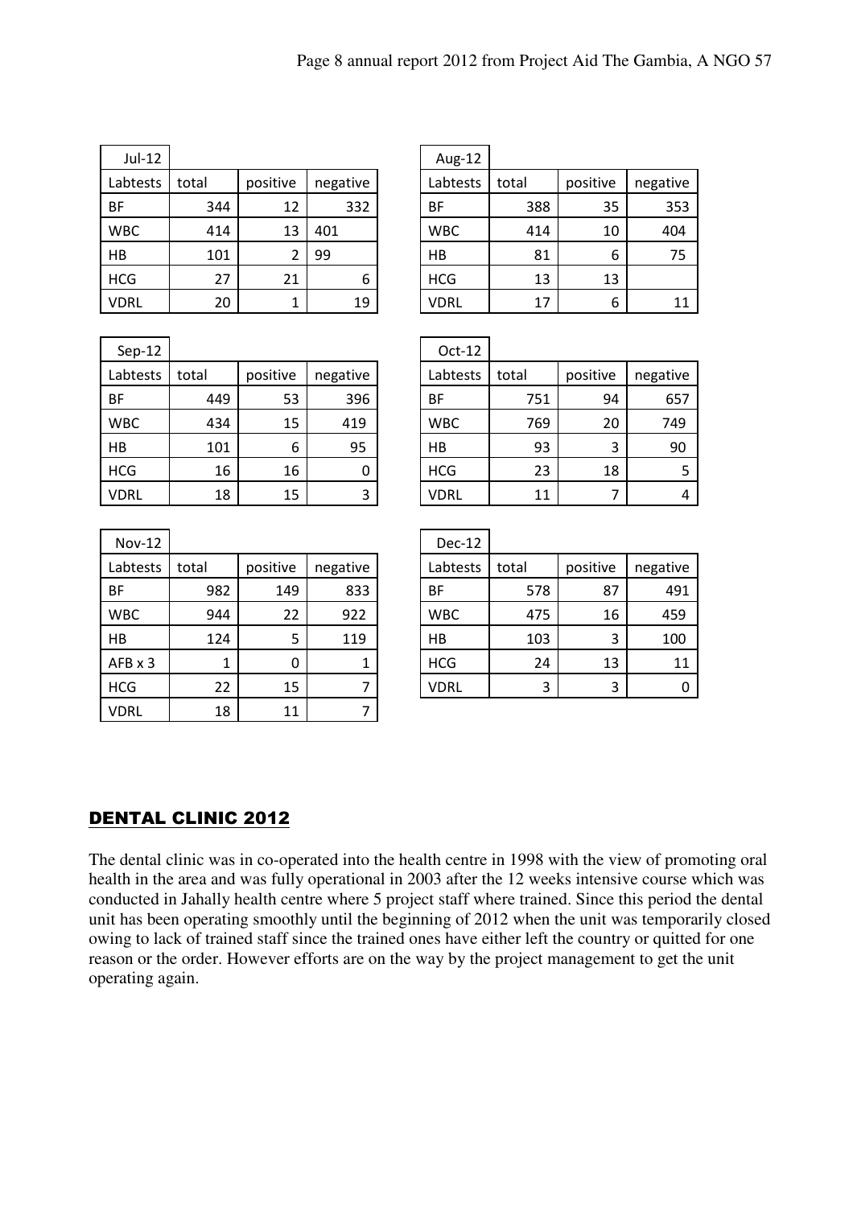| Jul-12 | | | |
|---|---|---|---|
| Labtests | total | positive | negative |
| BF | 344 | 12 | 332 |
| WBC | 414 | 13 | 401 |
| HB | 101 | 2 | 99 |
| HCG | 27 | 21 | 6 |
| VDRL | 20 | 1 | 19 |

| Aug-12 | | | |
|---|---|---|---|
| Labtests | total | positive | negative |
| BF | 388 | 35 | 353 |
| WBC | 414 | 10 | 404 |
| HB | 81 | 6 | 75 |
| HCG | 13 | 13 | |
| VDRL | 17 | 6 | 11 |

| Sep-12 | | | |
|---|---|---|---|
| Labtests | total | positive | negative |
| BF | 449 | 53 | 396 |
| WBC | 434 | 15 | 419 |
| HB | 101 | 6 | 95 |
| HCG | 16 | 16 | 0 |
| VDRL | 18 | 15 | 3 |

| Oct-12 | | | |
|---|---|---|---|
| Labtests | total | positive | negative |
| BF | 751 | 94 | 657 |
| WBC | 769 | 20 | 749 |
| HB | 93 | 3 | 90 |
| HCG | 23 | 18 | 5 |
| VDRL | 11 | 7 | 4 |

| Nov-12 | | | |
|---|---|---|---|
| Labtests | total | positive | negative |
| BF | 982 | 149 | 833 |
| WBC | 944 | 22 | 922 |
| HB | 124 | 5 | 119 |
| AFB x 3 | 1 | 0 | 1 |
| HCG | 22 | 15 | 7 |
| VDRL | 18 | 11 | 7 |

| Dec-12 | | | |
|---|---|---|---|
| Labtests | total | positive | negative |
| BF | 578 | 87 | 491 |
| WBC | 475 | 16 | 459 |
| HB | 103 | 3 | 100 |
| HCG | 24 | 13 | 11 |
| VDRL | 3 | 3 | 0 |

## DENTAL CLINIC 2012

The dental clinic was in co-operated into the health centre in 1998 with the view of promoting oral health in the area and was fully operational in 2003 after the 12 weeks intensive course which was conducted in Jahally health centre where 5 project staff where trained. Since this period the dental unit has been operating smoothly until the beginning of 2012 when the unit was temporarily closed owing to lack of trained staff since the trained ones have either left the country or quitted for one reason or the order. However efforts are on the way by the project management to get the unit operating again.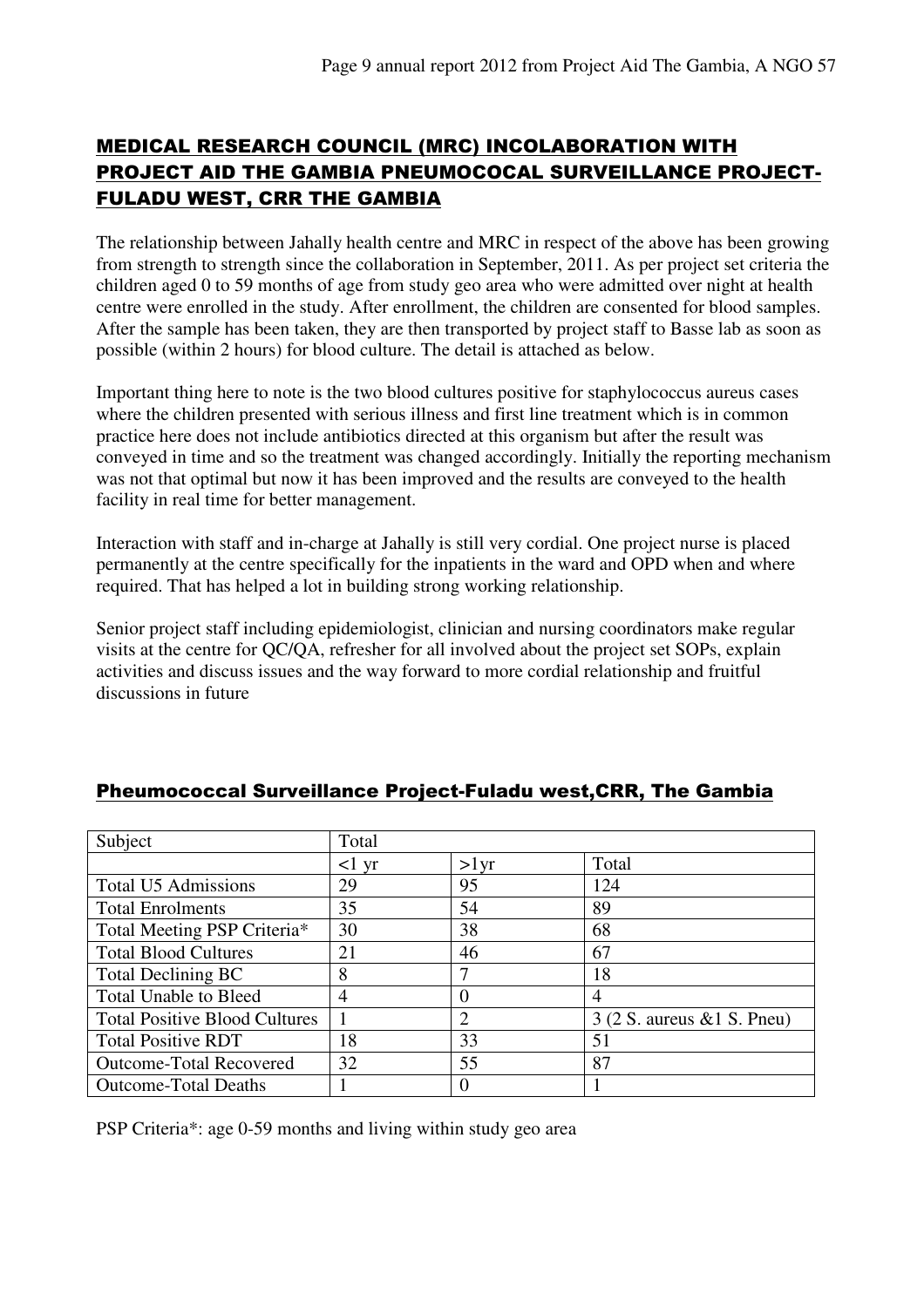## MEDICAL RESEARCH COUNCIL (MRC) INCOLABORATION WITH PROJECT AID THE GAMBIA PNEUMOCOCAL SURVEILLANCE PROJECT-FULADU WEST, CRR THE GAMBIA

The relationship between Jahally health centre and MRC in respect of the above has been growing from strength to strength since the collaboration in September, 2011. As per project set criteria the children aged 0 to 59 months of age from study geo area who were admitted over night at health centre were enrolled in the study. After enrollment, the children are consented for blood samples. After the sample has been taken, they are then transported by project staff to Basse lab as soon as possible (within 2 hours) for blood culture. The detail is attached as below.

Important thing here to note is the two blood cultures positive for staphylococcus aureus cases where the children presented with serious illness and first line treatment which is in common practice here does not include antibiotics directed at this organism but after the result was conveyed in time and so the treatment was changed accordingly. Initially the reporting mechanism was not that optimal but now it has been improved and the results are conveyed to the health facility in real time for better management.

Interaction with staff and in-charge at Jahally is still very cordial. One project nurse is placed permanently at the centre specifically for the inpatients in the ward and OPD when and where required. That has helped a lot in building strong working relationship.

Senior project staff including epidemiologist, clinician and nursing coordinators make regular visits at the centre for QC/QA, refresher for all involved about the project set SOPs, explain activities and discuss issues and the way forward to more cordial relationship and fruitful discussions in future

## Pheumococcal Surveillance Project-Fuladu west,CRR, The Gambia

| Subject | Total | | |
|---|---|---|---|
| | <1 yr | >1yr | Total |
| Total U5 Admissions | 29 | 95 | 124 |
| Total Enrolments | 35 | 54 | 89 |
| Total Meeting PSP Criteria* | 30 | 38 | 68 |
| Total Blood Cultures | 21 | 46 | 67 |
| Total Declining BC | 8 | 7 | 18 |
| Total Unable to Bleed | 4 | 0 | 4 |
| Total Positive Blood Cultures | 1 | 2 | 3 (2 S. aureus &1 S. Pneu) |
| Total Positive RDT | 18 | 33 | 51 |
| Outcome-Total Recovered | 32 | 55 | 87 |
| Outcome-Total Deaths | 1 | 0 | 1 |

PSP Criteria*: age 0-59 months and living within study geo area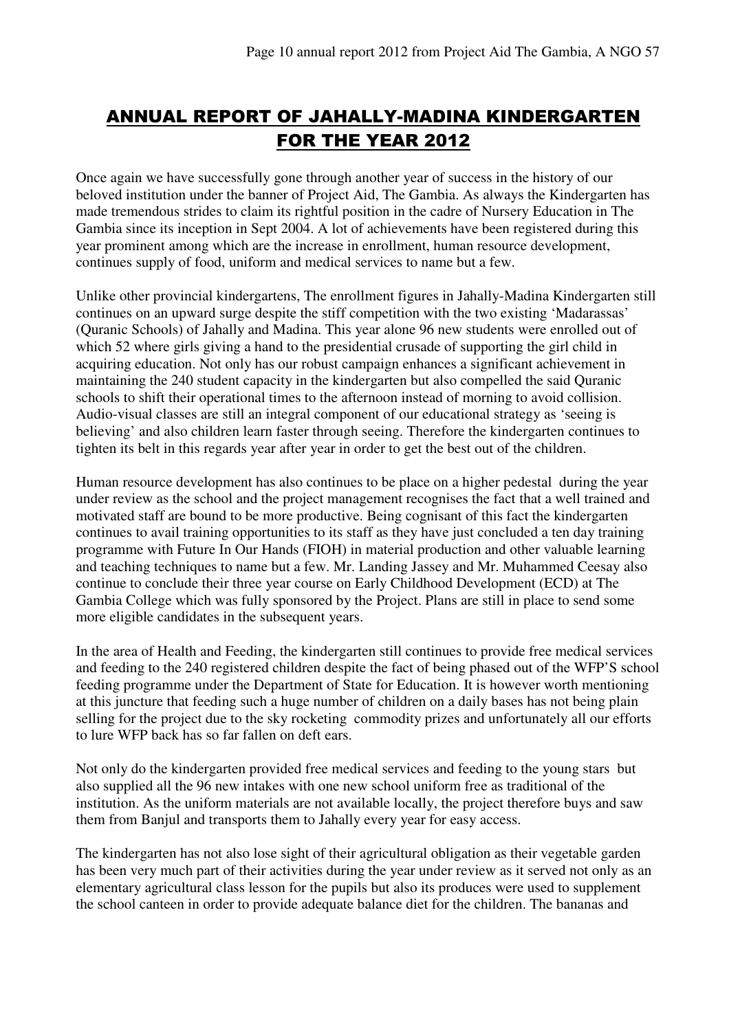# ANNUAL REPORT OF JAHALLY-MADINA KINDERGARTEN FOR THE YEAR 2012

Once again we have successfully gone through another year of success in the history of our beloved institution under the banner of Project Aid, The Gambia. As always the Kindergarten has made tremendous strides to claim its rightful position in the cadre of Nursery Education in The Gambia since its inception in Sept 2004. A lot of achievements have been registered during this year prominent among which are the increase in enrollment, human resource development, continues supply of food, uniform and medical services to name but a few.

Unlike other provincial kindergartens, The enrollment figures in Jahally-Madina Kindergarten still continues on an upward surge despite the stiff competition with the two existing 'Madarassas' (Quranic Schools) of Jahally and Madina. This year alone 96 new students were enrolled out of which 52 where girls giving a hand to the presidential crusade of supporting the girl child in acquiring education. Not only has our robust campaign enhances a significant achievement in maintaining the 240 student capacity in the kindergarten but also compelled the said Quranic schools to shift their operational times to the afternoon instead of morning to avoid collision. Audio-visual classes are still an integral component of our educational strategy as 'seeing is believing' and also children learn faster through seeing. Therefore the kindergarten continues to tighten its belt in this regards year after year in order to get the best out of the children.

Human resource development has also continues to be place on a higher pedestal during the year under review as the school and the project management recognises the fact that a well trained and motivated staff are bound to be more productive. Being cognisant of this fact the kindergarten continues to avail training opportunities to its staff as they have just concluded a ten day training programme with Future In Our Hands (FIOH) in material production and other valuable learning and teaching techniques to name but a few. Mr. Landing Jassey and Mr. Muhammed Ceesay also continue to conclude their three year course on Early Childhood Development (ECD) at The Gambia College which was fully sponsored by the Project. Plans are still in place to send some more eligible candidates in the subsequent years.

In the area of Health and Feeding, the kindergarten still continues to provide free medical services and feeding to the 240 registered children despite the fact of being phased out of the WFP'S school feeding programme under the Department of State for Education. It is however worth mentioning at this juncture that feeding such a huge number of children on a daily bases has not being plain selling for the project due to the sky rocketing commodity prizes and unfortunately all our efforts to lure WFP back has so far fallen on deft ears.

Not only do the kindergarten provided free medical services and feeding to the young stars but also supplied all the 96 new intakes with one new school uniform free as traditional of the institution. As the uniform materials are not available locally, the project therefore buys and saw them from Banjul and transports them to Jahally every year for easy access.

The kindergarten has not also lose sight of their agricultural obligation as their vegetable garden has been very much part of their activities during the year under review as it served not only as an elementary agricultural class lesson for the pupils but also its produces were used to supplement the school canteen in order to provide adequate balance diet for the children. The bananas and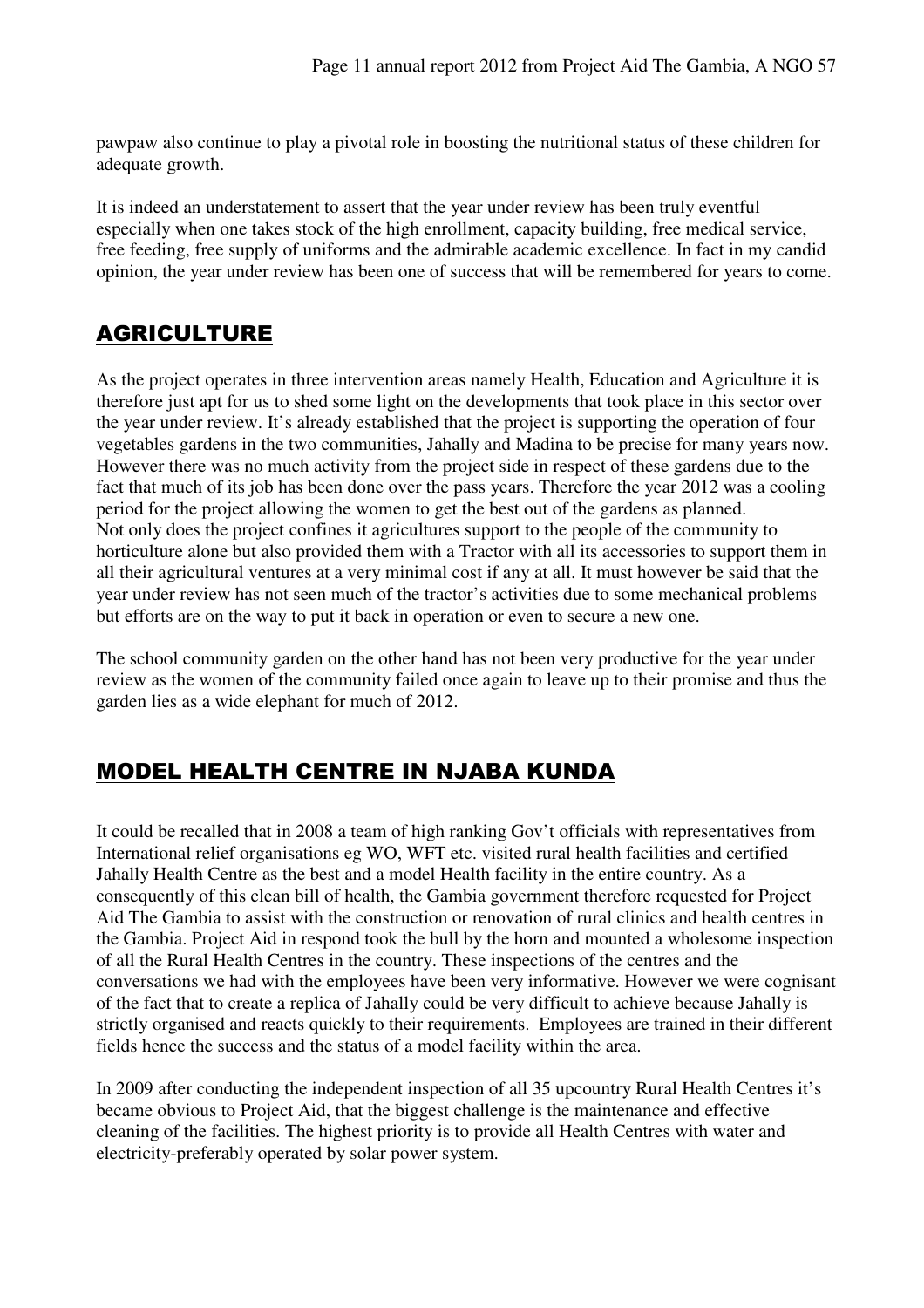pawpaw also continue to play a pivotal role in boosting the nutritional status of these children for adequate growth.

It is indeed an understatement to assert that the year under review has been truly eventful especially when one takes stock of the high enrollment, capacity building, free medical service, free feeding, free supply of uniforms and the admirable academic excellence. In fact in my candid opinion, the year under review has been one of success that will be remembered for years to come.

## AGRICULTURE

As the project operates in three intervention areas namely Health, Education and Agriculture it is therefore just apt for us to shed some light on the developments that took place in this sector over the year under review. It's already established that the project is supporting the operation of four vegetables gardens in the two communities, Jahally and Madina to be precise for many years now. However there was no much activity from the project side in respect of these gardens due to the fact that much of its job has been done over the pass years. Therefore the year 2012 was a cooling period for the project allowing the women to get the best out of the gardens as planned.
Not only does the project confines it agricultures support to the people of the community to horticulture alone but also provided them with a Tractor with all its accessories to support them in all their agricultural ventures at a very minimal cost if any at all. It must however be said that the year under review has not seen much of the tractor's activities due to some mechanical problems but efforts are on the way to put it back in operation or even to secure a new one.

The school community garden on the other hand has not been very productive for the year under review as the women of the community failed once again to leave up to their promise and thus the garden lies as a wide elephant for much of 2012.

## MODEL HEALTH CENTRE IN NJABA KUNDA

It could be recalled that in 2008 a team of high ranking Gov't officials with representatives from International relief organisations eg WO, WFT etc. visited rural health facilities and certified Jahally Health Centre as the best and a model Health facility in the entire country. As a consequently of this clean bill of health, the Gambia government therefore requested for Project Aid The Gambia to assist with the construction or renovation of rural clinics and health centres in the Gambia. Project Aid in respond took the bull by the horn and mounted a wholesome inspection of all the Rural Health Centres in the country. These inspections of the centres and the conversations we had with the employees have been very informative. However we were cognisant of the fact that to create a replica of Jahally could be very difficult to achieve because Jahally is strictly organised and reacts quickly to their requirements. Employees are trained in their different fields hence the success and the status of a model facility within the area.

In 2009 after conducting the independent inspection of all 35 upcountry Rural Health Centres it's became obvious to Project Aid, that the biggest challenge is the maintenance and effective cleaning of the facilities. The highest priority is to provide all Health Centres with water and electricity-preferably operated by solar power system.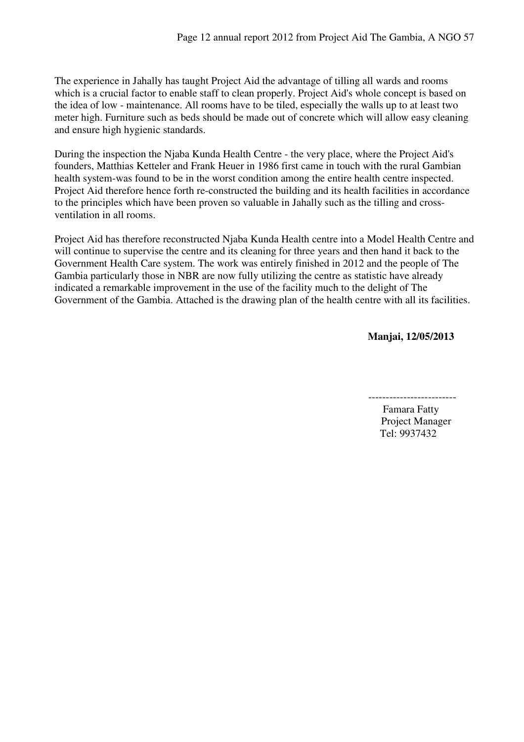The experience in Jahally has taught Project Aid the advantage of tilling all wards and rooms which is a crucial factor to enable staff to clean properly. Project Aid's whole concept is based on the idea of low - maintenance. All rooms have to be tiled, especially the walls up to at least two meter high. Furniture such as beds should be made out of concrete which will allow easy cleaning and ensure high hygienic standards.

During the inspection the Njaba Kunda Health Centre - the very place, where the Project Aid's founders, Matthias Ketteler and Frank Heuer in 1986 first came in touch with the rural Gambian health system-was found to be in the worst condition among the entire health centre inspected. Project Aid therefore hence forth re-constructed the building and its health facilities in accordance to the principles which have been proven so valuable in Jahally such as the tilling and cross-ventilation in all rooms.

Project Aid has therefore reconstructed Njaba Kunda Health centre into a Model Health Centre and will continue to supervise the centre and its cleaning for three years and then hand it back to the Government Health Care system. The work was entirely finished in 2012 and the people of The Gambia particularly those in NBR are now fully utilizing the centre as statistic have already indicated a remarkable improvement in the use of the facility much to the delight of The Government of the Gambia. Attached is the drawing plan of the health centre with all its facilities.

**Manjai, 12/05/2013**

-------------------------
Famara Fatty
Project Manager
Tel: 9937432